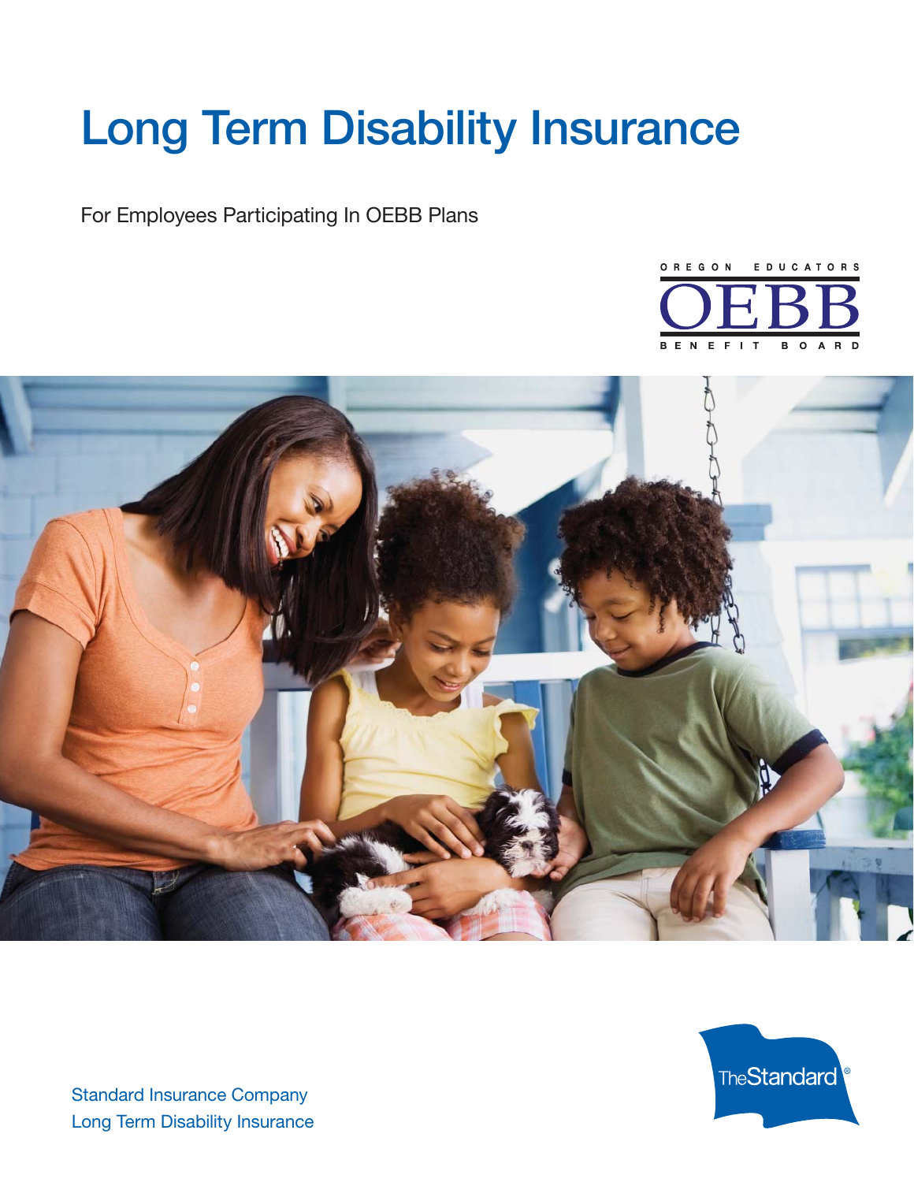# Long Term Disability Insurance

For Employees Participating In OEBB Plans

OREGON EDUCATORS BENEFIT BOARD

Standard Insurance Company
Long Term Disability Insurance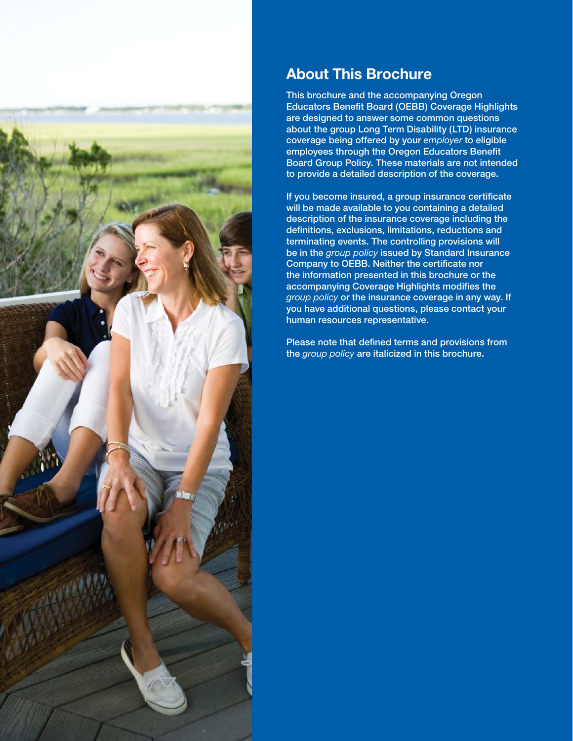## About This Brochure

This brochure and the accompanying Oregon Educators Benefit Board (OEBB) Coverage Highlights are designed to answer some common questions about the group Long Term Disability (LTD) insurance coverage being offered by your *employer* to eligible employees through the Oregon Educators Benefit Board Group Policy. These materials are not intended to provide a detailed description of the coverage.

If you become insured, a group insurance certificate will be made available to you containing a detailed description of the insurance coverage including the definitions, exclusions, limitations, reductions and terminating events. The controlling provisions will be in the *group policy* issued by Standard Insurance Company to OEBB. Neither the certificate nor the information presented in this brochure or the accompanying Coverage Highlights modifies the *group policy* or the insurance coverage in any way. If you have additional questions, please contact your human resources representative.

Please note that defined terms and provisions from the *group policy* are italicized in this brochure.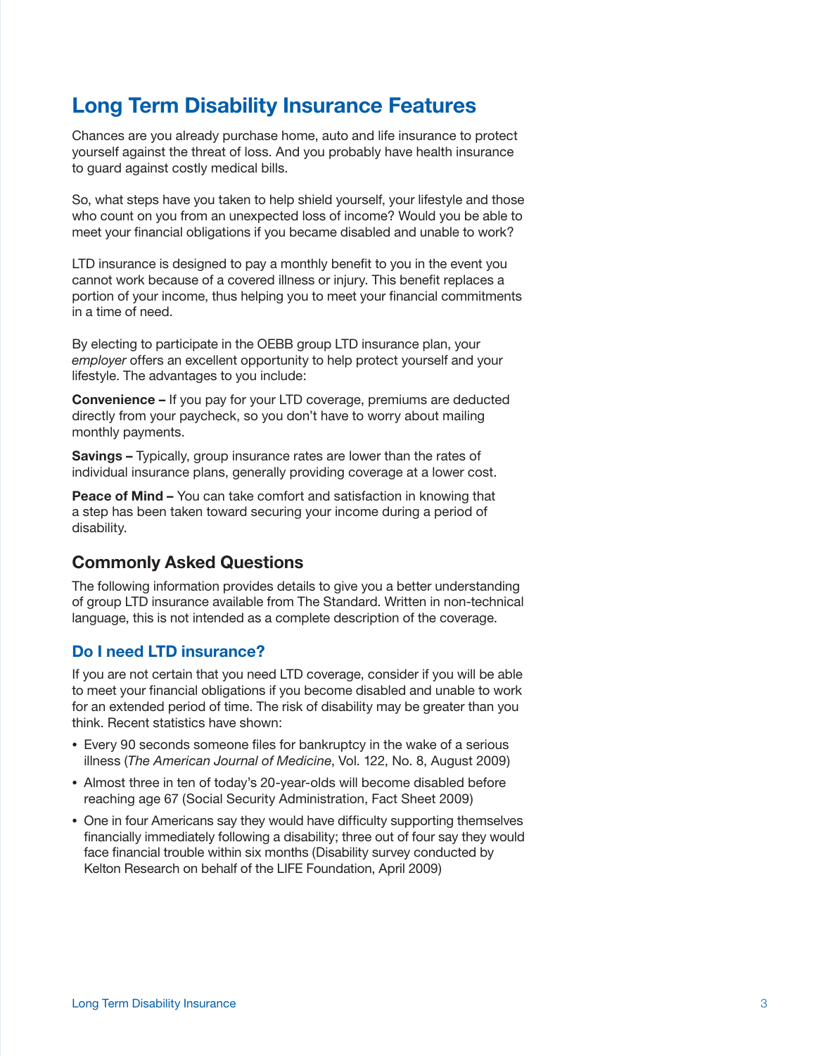# Long Term Disability Insurance Features

Chances are you already purchase home, auto and life insurance to protect yourself against the threat of loss. And you probably have health insurance to guard against costly medical bills.

So, what steps have you taken to help shield yourself, your lifestyle and those who count on you from an unexpected loss of income? Would you be able to meet your financial obligations if you became disabled and unable to work?

LTD insurance is designed to pay a monthly benefit to you in the event you cannot work because of a covered illness or injury. This benefit replaces a portion of your income, thus helping you to meet your financial commitments in a time of need.

By electing to participate in the OEBB group LTD insurance plan, your *employer* offers an excellent opportunity to help protect yourself and your lifestyle. The advantages to you include:

**Convenience –** If you pay for your LTD coverage, premiums are deducted directly from your paycheck, so you don't have to worry about mailing monthly payments.

**Savings –** Typically, group insurance rates are lower than the rates of individual insurance plans, generally providing coverage at a lower cost.

**Peace of Mind –** You can take comfort and satisfaction in knowing that a step has been taken toward securing your income during a period of disability.

## Commonly Asked Questions

The following information provides details to give you a better understanding of group LTD insurance available from The Standard. Written in non-technical language, this is not intended as a complete description of the coverage.

### Do I need LTD insurance?

If you are not certain that you need LTD coverage, consider if you will be able to meet your financial obligations if you become disabled and unable to work for an extended period of time. The risk of disability may be greater than you think. Recent statistics have shown:

- Every 90 seconds someone files for bankruptcy in the wake of a serious illness (*The American Journal of Medicine*, Vol. 122, No. 8, August 2009)
- Almost three in ten of today's 20-year-olds will become disabled before reaching age 67 (Social Security Administration, Fact Sheet 2009)
- One in four Americans say they would have difficulty supporting themselves financially immediately following a disability; three out of four say they would face financial trouble within six months (Disability survey conducted by Kelton Research on behalf of the LIFE Foundation, April 2009)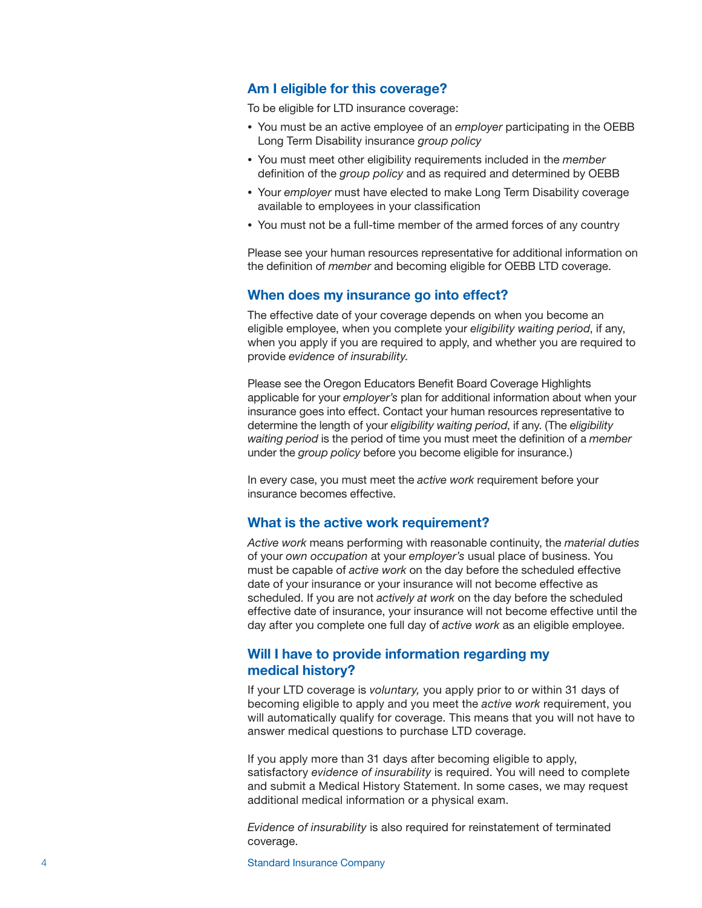## Am I eligible for this coverage?

To be eligible for LTD insurance coverage:

- You must be an active employee of an *employer* participating in the OEBB Long Term Disability insurance *group policy*
- You must meet other eligibility requirements included in the *member* definition of the *group policy* and as required and determined by OEBB
- Your *employer* must have elected to make Long Term Disability coverage available to employees in your classification
- You must not be a full-time member of the armed forces of any country

Please see your human resources representative for additional information on the definition of *member* and becoming eligible for OEBB LTD coverage.

## When does my insurance go into effect?

The effective date of your coverage depends on when you become an eligible employee, when you complete your *eligibility waiting period*, if any, when you apply if you are required to apply, and whether you are required to provide *evidence of insurability*.

Please see the Oregon Educators Benefit Board Coverage Highlights applicable for your *employer's* plan for additional information about when your insurance goes into effect. Contact your human resources representative to determine the length of your *eligibility waiting period*, if any. (The *eligibility waiting period* is the period of time you must meet the definition of a *member* under the *group policy* before you become eligible for insurance.)

In every case, you must meet the *active work* requirement before your insurance becomes effective.

## What is the active work requirement?

*Active work* means performing with reasonable continuity, the *material duties* of your *own occupation* at your *employer's* usual place of business. You must be capable of *active work* on the day before the scheduled effective date of your insurance or your insurance will not become effective as scheduled. If you are not *actively at work* on the day before the scheduled effective date of insurance, your insurance will not become effective until the day after you complete one full day of *active work* as an eligible employee.

## Will I have to provide information regarding my medical history?

If your LTD coverage is *voluntary,* you apply prior to or within 31 days of becoming eligible to apply and you meet the *active work* requirement, you will automatically qualify for coverage. This means that you will not have to answer medical questions to purchase LTD coverage.

If you apply more than 31 days after becoming eligible to apply, satisfactory *evidence of insurability* is required. You will need to complete and submit a Medical History Statement. In some cases, we may request additional medical information or a physical exam.

*Evidence of insurability* is also required for reinstatement of terminated coverage.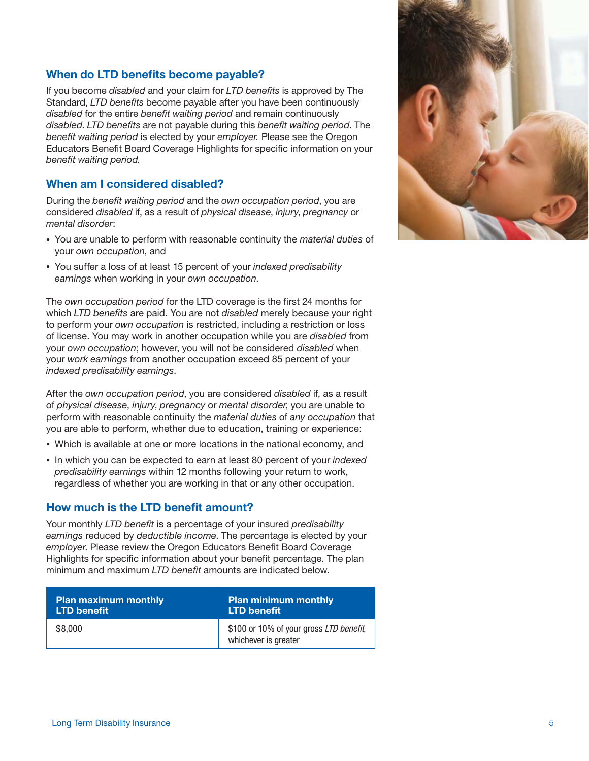## When do LTD benefits become payable?

If you become *disabled* and your claim for *LTD benefits* is approved by The Standard, *LTD benefits* become payable after you have been continuously *disabled* for the entire *benefit waiting period* and remain continuously *disabled*. *LTD benefits* are not payable during this *benefit waiting period*. The *benefit waiting period* is elected by your *employer.* Please see the Oregon Educators Benefit Board Coverage Highlights for specific information on your *benefit waiting period.*

## When am I considered disabled?

During the *benefit waiting period* and the *own occupation period*, you are considered *disabled* if, as a result of *physical disease*, *injury*, *pregnancy* or *mental disorder*:

- You are unable to perform with reasonable continuity the *material duties* of your *own occupation*, and
- You suffer a loss of at least 15 percent of your *indexed predisability earnings* when working in your *own occupation*.

The *own occupation period* for the LTD coverage is the first 24 months for which *LTD benefits* are paid. You are not *disabled* merely because your right to perform your *own occupation* is restricted, including a restriction or loss of license. You may work in another occupation while you are *disabled* from your *own occupation*; however, you will not be considered *disabled* when your *work earnings* from another occupation exceed 85 percent of your *indexed predisability earnings*.

After the *own occupation period*, you are considered *disabled* if, as a result of *physical disease*, *injury*, *pregnancy* or *mental disorder*, you are unable to perform with reasonable continuity the *material duties* of *any occupation* that you are able to perform, whether due to education, training or experience:

- Which is available at one or more locations in the national economy, and
- In which you can be expected to earn at least 80 percent of your *indexed predisability earnings* within 12 months following your return to work, regardless of whether you are working in that or any other occupation.

## How much is the LTD benefit amount?

Your monthly *LTD benefit* is a percentage of your insured *predisability earnings* reduced by *deductible income*. The percentage is elected by your *employer.* Please review the Oregon Educators Benefit Board Coverage Highlights for specific information about your benefit percentage. The plan minimum and maximum *LTD benefit* amounts are indicated below.

| Plan maximum monthly LTD benefit | Plan minimum monthly LTD benefit |
| --- | --- |
| $8,000 | $100 or 10% of your gross *LTD benefit*, whichever is greater |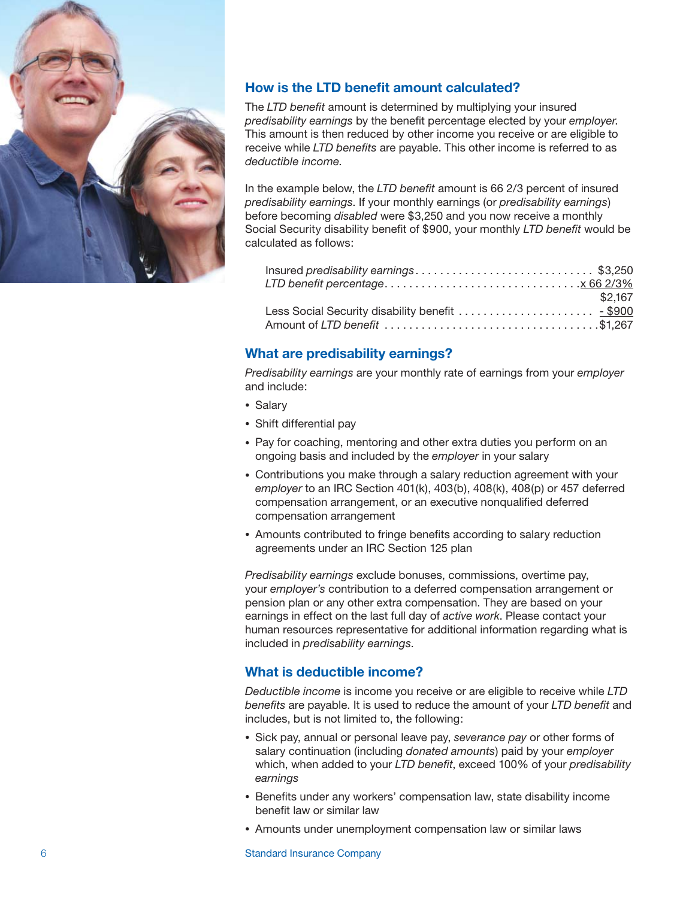## How is the LTD benefit amount calculated?

The *LTD benefit* amount is determined by multiplying your insured *predisability earnings* by the benefit percentage elected by your *employer*. This amount is then reduced by other income you receive or are eligible to receive while *LTD benefits* are payable. This other income is referred to as *deductible income*.

In the example below, the *LTD benefit* amount is 66 2/3 percent of insured *predisability earnings*. If your monthly earnings (or *predisability earnings*) before becoming *disabled* were $3,250 and you now receive a monthly Social Security disability benefit of $900, your monthly *LTD benefit* would be calculated as follows:

| | |
|---|---|
| Insured *predisability earnings* | $3,250 |
| *LTD benefit percentage* | x 66 2/3% |
| | $2,167 |
| Less Social Security disability benefit | - $900 |
| Amount of *LTD benefit* | $1,267 |

## What are predisability earnings?

*Predisability earnings* are your monthly rate of earnings from your *employer* and include:

- Salary
- Shift differential pay
- Pay for coaching, mentoring and other extra duties you perform on an ongoing basis and included by the *employer* in your salary
- Contributions you make through a salary reduction agreement with your *employer* to an IRC Section 401(k), 403(b), 408(k), 408(p) or 457 deferred compensation arrangement, or an executive nonqualified deferred compensation arrangement
- Amounts contributed to fringe benefits according to salary reduction agreements under an IRC Section 125 plan

*Predisability earnings* exclude bonuses, commissions, overtime pay, your *employer's* contribution to a deferred compensation arrangement or pension plan or any other extra compensation. They are based on your earnings in effect on the last full day of *active work*. Please contact your human resources representative for additional information regarding what is included in *predisability earnings*.

## What is deductible income?

*Deductible income* is income you receive or are eligible to receive while *LTD benefits* are payable. It is used to reduce the amount of your *LTD benefit* and includes, but is not limited to, the following:

- Sick pay, annual or personal leave pay, *severance pay* or other forms of salary continuation (including *donated amounts*) paid by your *employer* which, when added to your *LTD benefit*, exceed 100% of your *predisability earnings*
- Benefits under any workers' compensation law, state disability income benefit law or similar law
- Amounts under unemployment compensation law or similar laws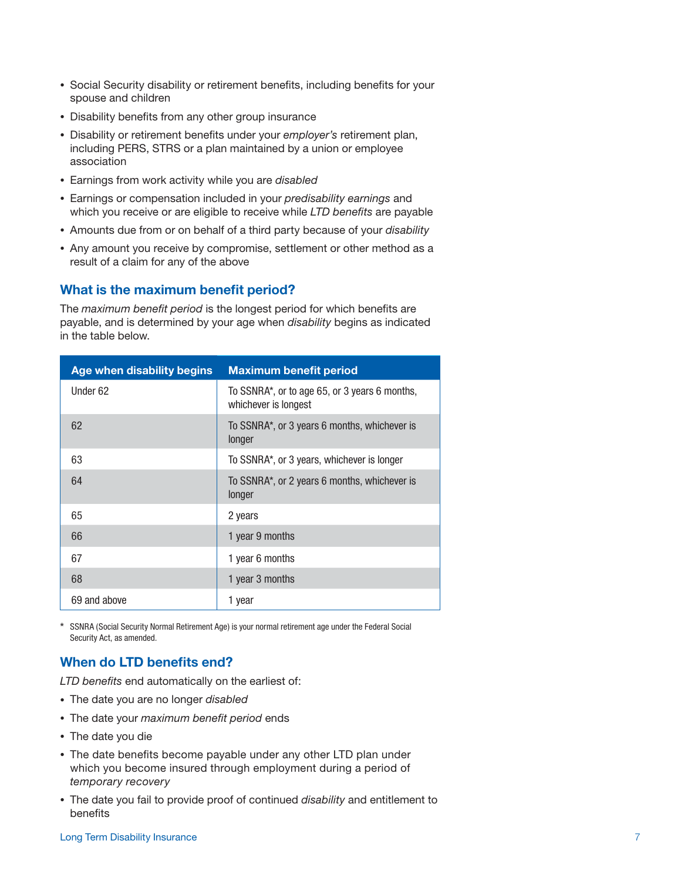- Social Security disability or retirement benefits, including benefits for your spouse and children
- Disability benefits from any other group insurance
- Disability or retirement benefits under your *employer's* retirement plan, including PERS, STRS or a plan maintained by a union or employee association
- Earnings from work activity while you are *disabled*
- Earnings or compensation included in your *predisability earnings* and which you receive or are eligible to receive while *LTD benefits* are payable
- Amounts due from or on behalf of a third party because of your *disability*
- Any amount you receive by compromise, settlement or other method as a result of a claim for any of the above

## What is the maximum benefit period?

The *maximum benefit period* is the longest period for which benefits are payable, and is determined by your age when *disability* begins as indicated in the table below.

| Age when disability begins | Maximum benefit period |
| --- | --- |
| Under 62 | To SSNRA*, or to age 65, or 3 years 6 months, whichever is longest |
| 62 | To SSNRA*, or 3 years 6 months, whichever is longer |
| 63 | To SSNRA*, or 3 years, whichever is longer |
| 64 | To SSNRA*, or 2 years 6 months, whichever is longer |
| 65 | 2 years |
| 66 | 1 year 9 months |
| 67 | 1 year 6 months |
| 68 | 1 year 3 months |
| 69 and above | 1 year |

\* SSNRA (Social Security Normal Retirement Age) is your normal retirement age under the Federal Social Security Act, as amended.

## When do LTD benefits end?

*LTD benefits* end automatically on the earliest of:

- The date you are no longer *disabled*
- The date your *maximum benefit period* ends
- The date you die
- The date benefits become payable under any other LTD plan under which you become insured through employment during a period of *temporary recovery*
- The date you fail to provide proof of continued *disability* and entitlement to benefits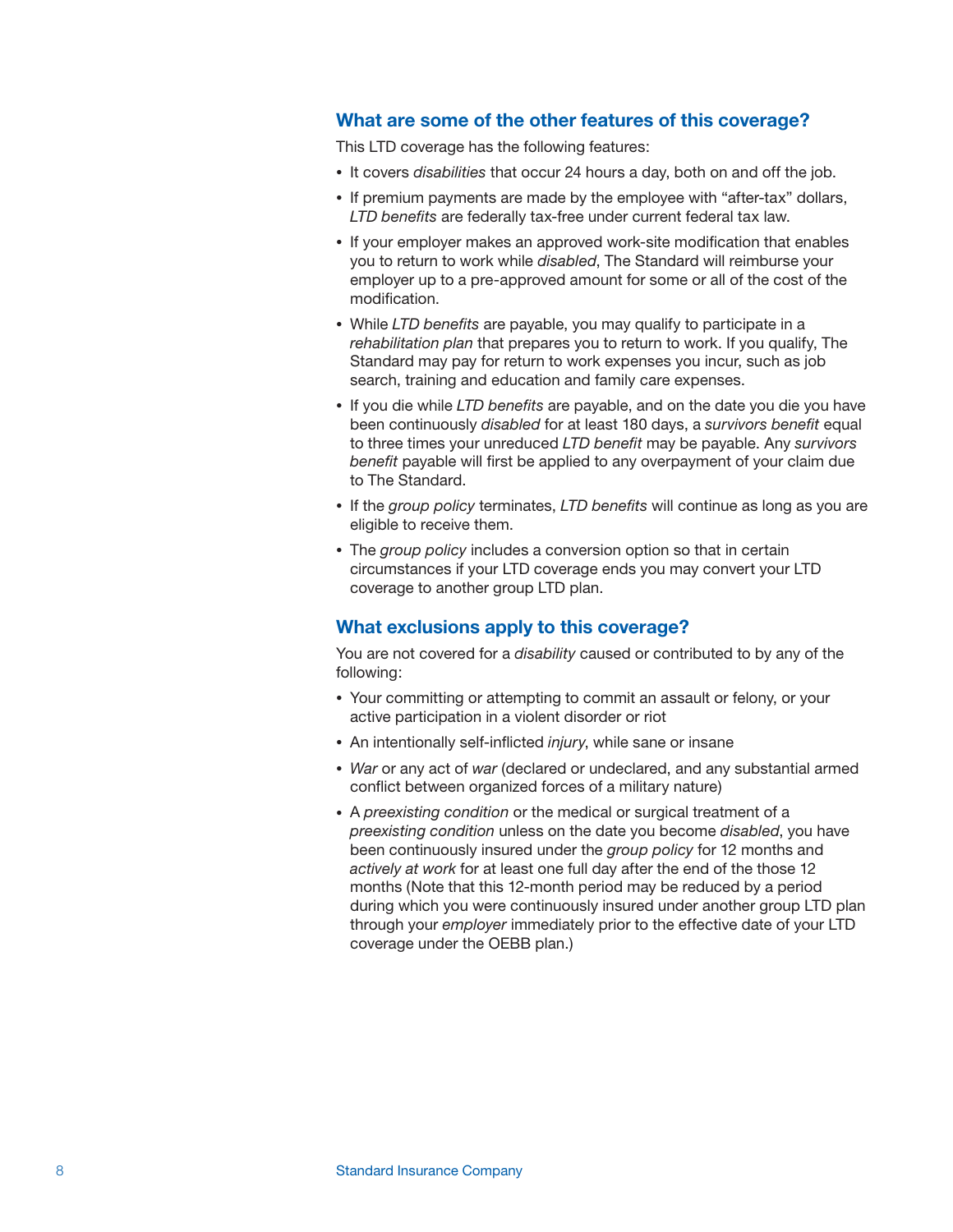## What are some of the other features of this coverage?

This LTD coverage has the following features:

- It covers *disabilities* that occur 24 hours a day, both on and off the job.
- If premium payments are made by the employee with "after-tax" dollars, *LTD benefits* are federally tax-free under current federal tax law.
- If your employer makes an approved work-site modification that enables you to return to work while *disabled*, The Standard will reimburse your employer up to a pre-approved amount for some or all of the cost of the modification.
- While *LTD benefits* are payable, you may qualify to participate in a *rehabilitation plan* that prepares you to return to work. If you qualify, The Standard may pay for return to work expenses you incur, such as job search, training and education and family care expenses.
- If you die while *LTD benefits* are payable, and on the date you die you have been continuously *disabled* for at least 180 days, a *survivors benefit* equal to three times your unreduced *LTD benefit* may be payable. Any *survivors benefit* payable will first be applied to any overpayment of your claim due to The Standard.
- If the *group policy* terminates, *LTD benefits* will continue as long as you are eligible to receive them.
- The *group policy* includes a conversion option so that in certain circumstances if your LTD coverage ends you may convert your LTD coverage to another group LTD plan.

## What exclusions apply to this coverage?

You are not covered for a *disability* caused or contributed to by any of the following:

- Your committing or attempting to commit an assault or felony, or your active participation in a violent disorder or riot
- An intentionally self-inflicted *injury*, while sane or insane
- *War* or any act of *war* (declared or undeclared, and any substantial armed conflict between organized forces of a military nature)
- A *preexisting condition* or the medical or surgical treatment of a *preexisting condition* unless on the date you become *disabled*, you have been continuously insured under the *group policy* for 12 months and *actively at work* for at least one full day after the end of the those 12 months (Note that this 12-month period may be reduced by a period during which you were continuously insured under another group LTD plan through your *employer* immediately prior to the effective date of your LTD coverage under the OEBB plan.)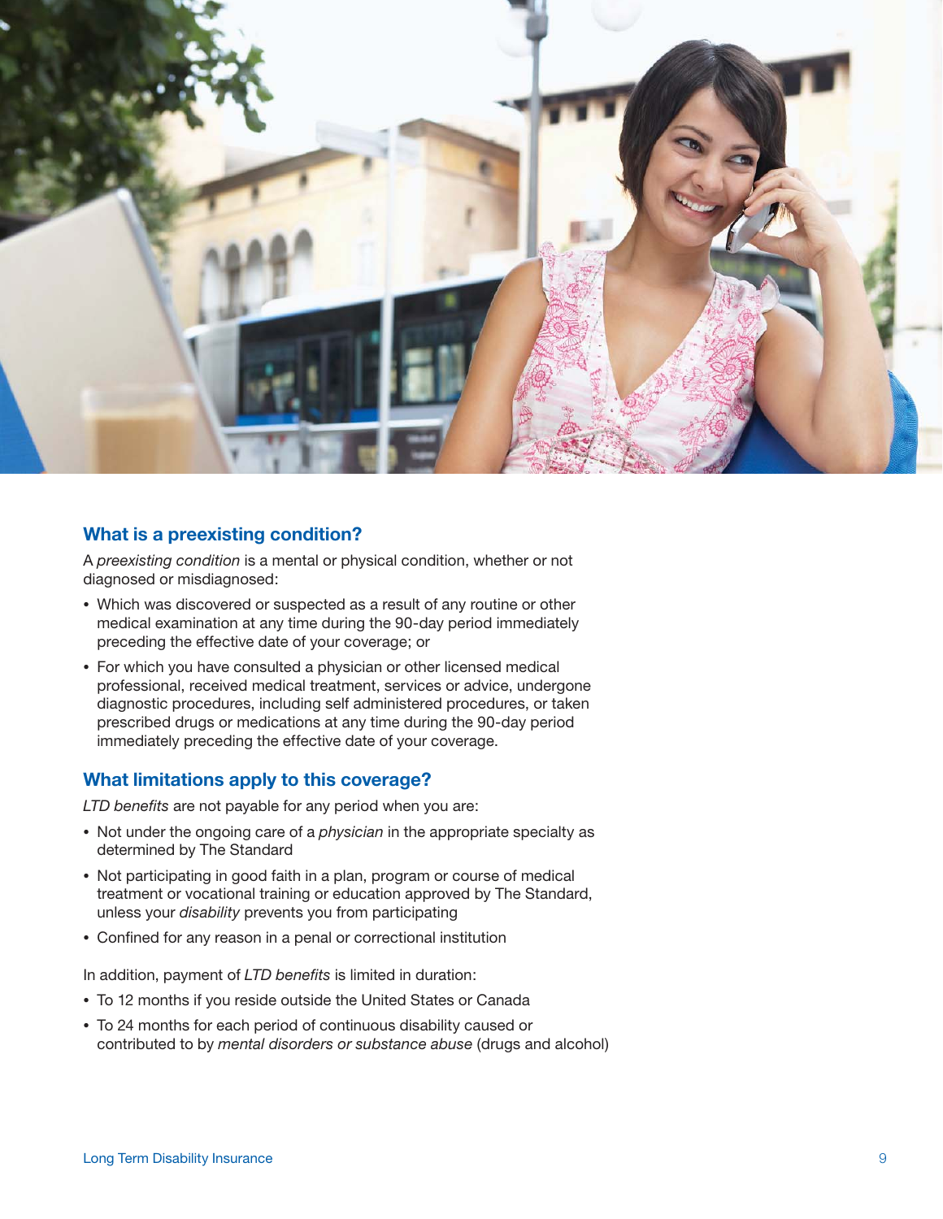## What is a preexisting condition?

A *preexisting condition* is a mental or physical condition, whether or not diagnosed or misdiagnosed:

- Which was discovered or suspected as a result of any routine or other medical examination at any time during the 90-day period immediately preceding the effective date of your coverage; or
- For which you have consulted a physician or other licensed medical professional, received medical treatment, services or advice, undergone diagnostic procedures, including self administered procedures, or taken prescribed drugs or medications at any time during the 90-day period immediately preceding the effective date of your coverage.

## What limitations apply to this coverage?

*LTD benefits* are not payable for any period when you are:

- Not under the ongoing care of a *physician* in the appropriate specialty as determined by The Standard
- Not participating in good faith in a plan, program or course of medical treatment or vocational training or education approved by The Standard, unless your *disability* prevents you from participating
- Confined for any reason in a penal or correctional institution

In addition, payment of *LTD benefits* is limited in duration:

- To 12 months if you reside outside the United States or Canada
- To 24 months for each period of continuous disability caused or contributed to by *mental disorders or substance abuse* (drugs and alcohol)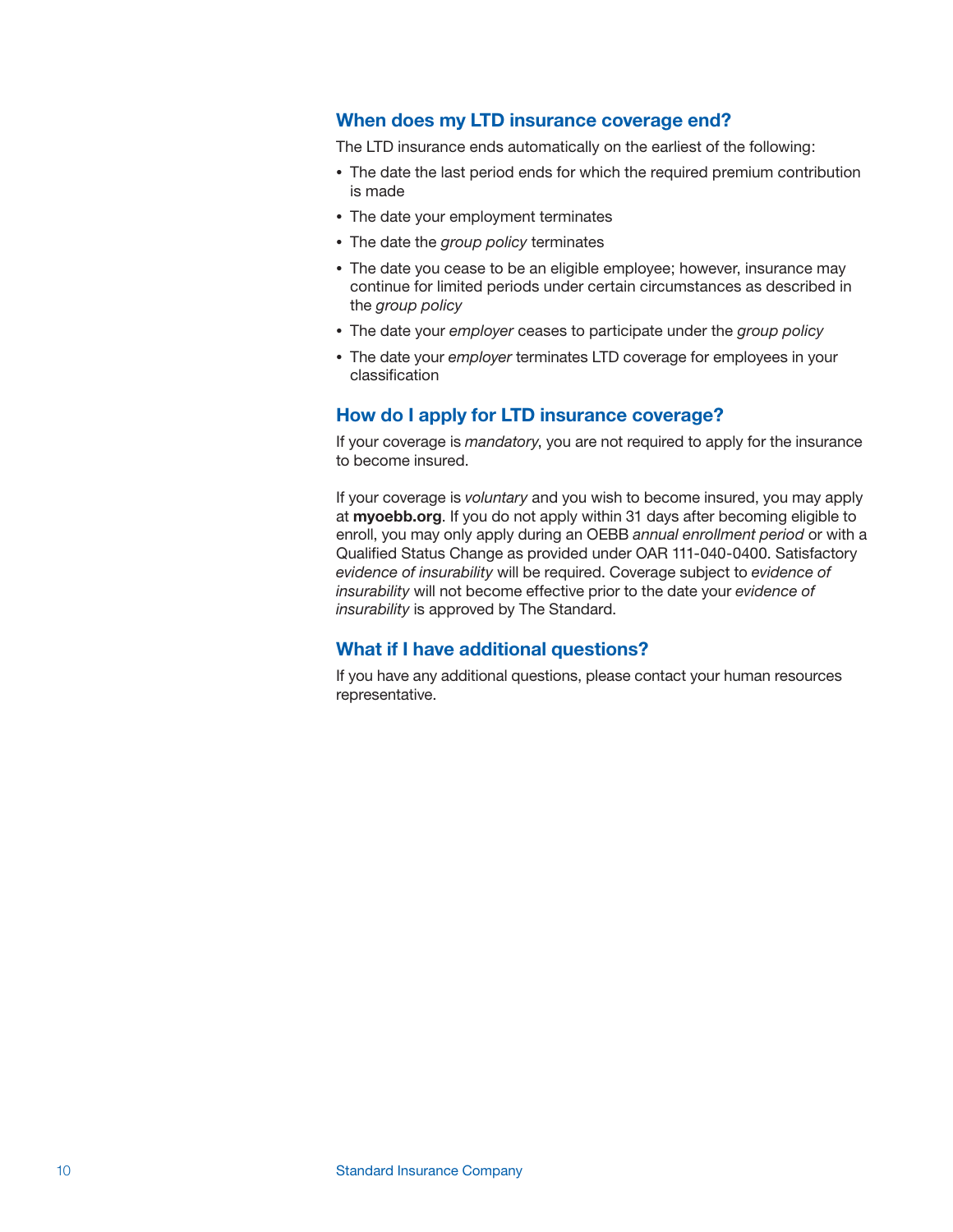## When does my LTD insurance coverage end?

The LTD insurance ends automatically on the earliest of the following:

- The date the last period ends for which the required premium contribution is made
- The date your employment terminates
- The date the *group policy* terminates
- The date you cease to be an eligible employee; however, insurance may continue for limited periods under certain circumstances as described in the *group policy*
- The date your *employer* ceases to participate under the *group policy*
- The date your *employer* terminates LTD coverage for employees in your classification

## How do I apply for LTD insurance coverage?

If your coverage is *mandatory*, you are not required to apply for the insurance to become insured.

If your coverage is *voluntary* and you wish to become insured, you may apply at **myoebb.org**. If you do not apply within 31 days after becoming eligible to enroll, you may only apply during an OEBB *annual enrollment period* or with a Qualified Status Change as provided under OAR 111-040-0400. Satisfactory *evidence of insurability* will be required. Coverage subject to *evidence of insurability* will not become effective prior to the date your *evidence of insurability* is approved by The Standard.

## What if I have additional questions?

If you have any additional questions, please contact your human resources representative.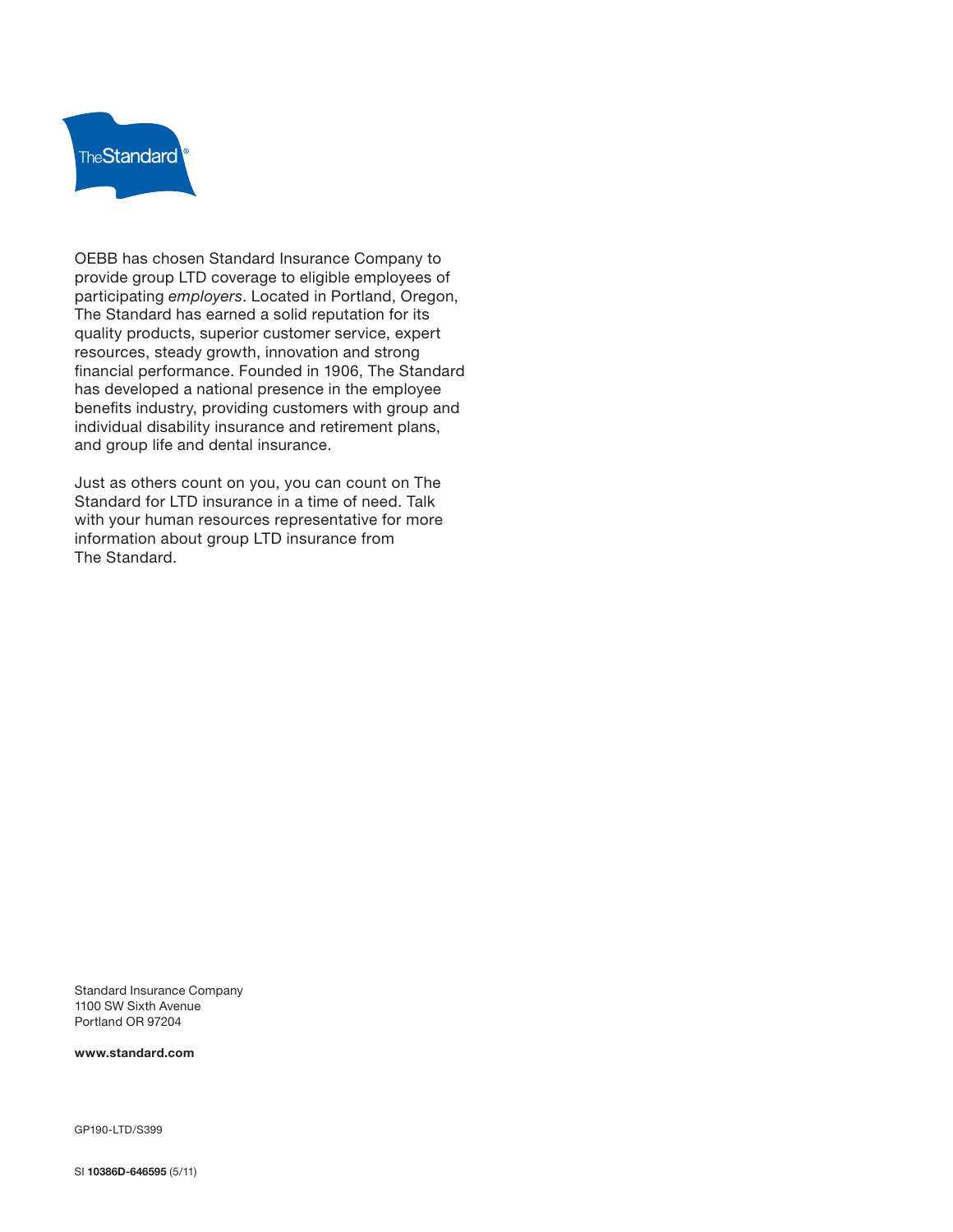OEBB has chosen Standard Insurance Company to provide group LTD coverage to eligible employees of participating *employers*. Located in Portland, Oregon, The Standard has earned a solid reputation for its quality products, superior customer service, expert resources, steady growth, innovation and strong financial performance. Founded in 1906, The Standard has developed a national presence in the employee benefits industry, providing customers with group and individual disability insurance and retirement plans, and group life and dental insurance.

Just as others count on you, you can count on The Standard for LTD insurance in a time of need. Talk with your human resources representative for more information about group LTD insurance from The Standard.

Standard Insurance Company
1100 SW Sixth Avenue
Portland OR 97204

**www.standard.com**

GP190-LTD/S399

SI **10386D-646595** (5/11)